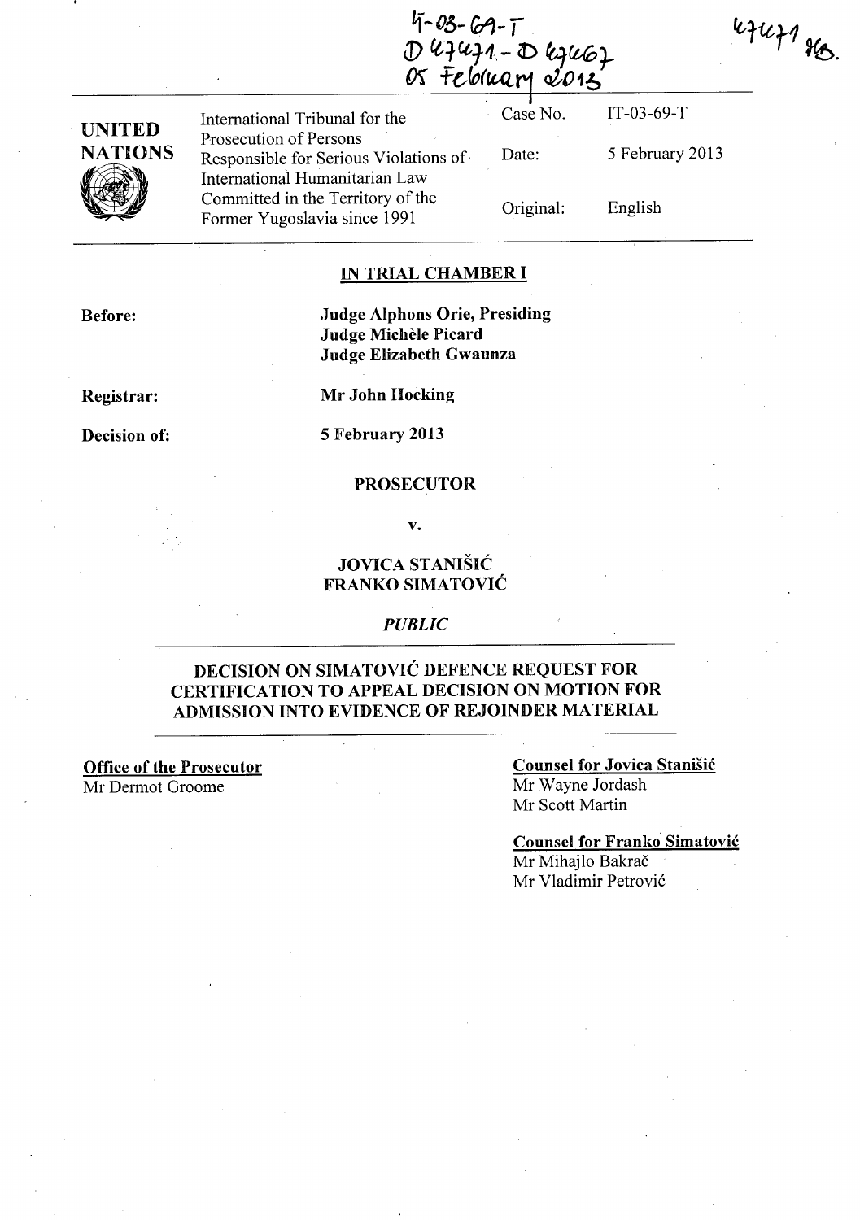IT-03-69-T
D 47471 - D 47467
05 February 2013

47471 MB.

| UNITED NATIONS | International Tribunal for the Prosecution of Persons Responsible for Serious Violations of International Humanitarian Law Committed in the Territory of the Former Yugoslavia since 1991 | Case No. | IT-03-69-T |
|---|---|---|---|
| | | Date: | 5 February 2013 |
| | | Original: | English |

## IN TRIAL CHAMBER I

**Before:** **Judge Alphons Orie, Presiding**
**Judge Michèle Picard**
**Judge Elizabeth Gwaunza**

**Registrar:** **Mr John Hocking**

**Decision of:** **5 February 2013**

**PROSECUTOR**

**v.**

**JOVICA STANIŠIĆ**
**FRANKO SIMATOVIĆ**

***PUBLIC***

## DECISION ON SIMATOVIĆ DEFENCE REQUEST FOR CERTIFICATION TO APPEAL DECISION ON MOTION FOR ADMISSION INTO EVIDENCE OF REJOINDER MATERIAL

**Office of the Prosecutor**
Mr Dermot Groome

**Counsel for Jovica Stanišić**
Mr Wayne Jordash
Mr Scott Martin

**Counsel for Franko Simatović**
Mr Mihajlo Bakrač
Mr Vladimir Petrović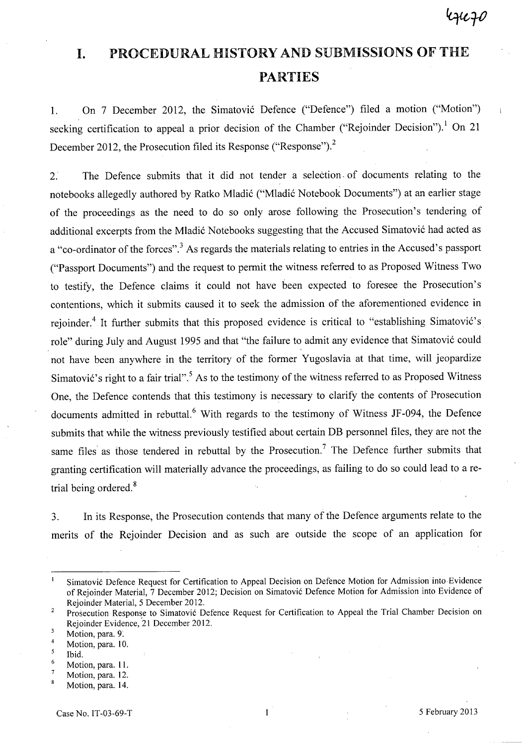# I. PROCEDURAL HISTORY AND SUBMISSIONS OF THE PARTIES

1. On 7 December 2012, the Simatović Defence ("Defence") filed a motion ("Motion") seeking certification to appeal a prior decision of the Chamber ("Rejoinder Decision").[1] On 21 December 2012, the Prosecution filed its Response ("Response").[2]

2. The Defence submits that it did not tender a selection of documents relating to the notebooks allegedly authored by Ratko Mladić ("Mladić Notebook Documents") at an earlier stage of the proceedings as the need to do so only arose following the Prosecution's tendering of additional excerpts from the Mladić Notebooks suggesting that the Accused Simatović had acted as a "co-ordinator of the forces".[3] As regards the materials relating to entries in the Accused's passport ("Passport Documents") and the request to permit the witness referred to as Proposed Witness Two to testify, the Defence claims it could not have been expected to foresee the Prosecution's contentions, which it submits caused it to seek the admission of the aforementioned evidence in rejoinder.[4] It further submits that this proposed evidence is critical to "establishing Simatović's role" during July and August 1995 and that "the failure to admit any evidence that Simatović could not have been anywhere in the territory of the former Yugoslavia at that time, will jeopardize Simatović's right to a fair trial".[5] As to the testimony of the witness referred to as Proposed Witness One, the Defence contends that this testimony is necessary to clarify the contents of Prosecution documents admitted in rebuttal.[6] With regards to the testimony of Witness JF-094, the Defence submits that while the witness previously testified about certain DB personnel files, they are not the same files as those tendered in rebuttal by the Prosecution.[7] The Defence further submits that granting certification will materially advance the proceedings, as failing to do so could lead to a re-trial being ordered.[8]

3. In its Response, the Prosecution contends that many of the Defence arguments relate to the merits of the Rejoinder Decision and as such are outside the scope of an application for

---

[1] Simatović Defence Request for Certification to Appeal Decision on Defence Motion for Admission into Evidence of Rejoinder Material, 7 December 2012; Decision on Simatović Defence Motion for Admission into Evidence of Rejoinder Material, 5 December 2012.

[2] Prosecution Response to Simatović Defence Request for Certification to Appeal the Trial Chamber Decision on Rejoinder Evidence, 21 December 2012.

[3] Motion, para. 9.

[4] Motion, para. 10.

[5] Ibid.

[6] Motion, para. 11.

[7] Motion, para. 12.

[8] Motion, para. 14.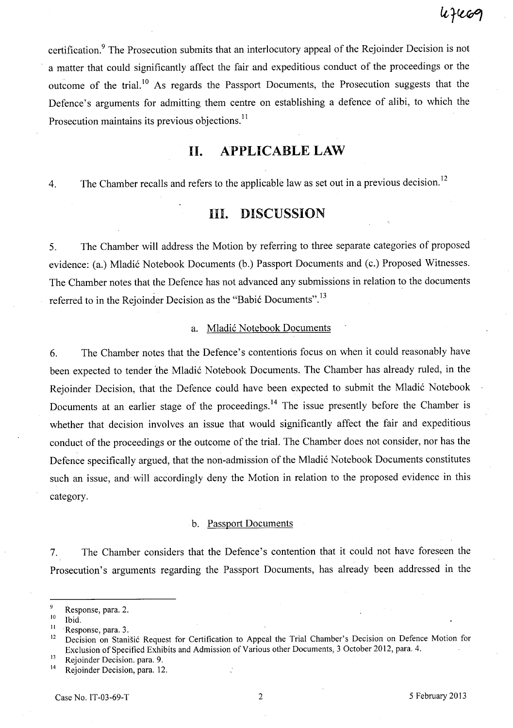certification.[9] The Prosecution submits that an interlocutory appeal of the Rejoinder Decision is not a matter that could significantly affect the fair and expeditious conduct of the proceedings or the outcome of the trial.[10] As regards the Passport Documents, the Prosecution suggests that the Defence's arguments for admitting them centre on establishing a defence of alibi, to which the Prosecution maintains its previous objections.[11]

## II. APPLICABLE LAW

4. The Chamber recalls and refers to the applicable law as set out in a previous decision.[12]

## III. DISCUSSION

5. The Chamber will address the Motion by referring to three separate categories of proposed evidence: (a.) Mladić Notebook Documents (b.) Passport Documents and (c.) Proposed Witnesses. The Chamber notes that the Defence has not advanced any submissions in relation to the documents referred to in the Rejoinder Decision as the "Babić Documents".[13]

### a. Mladić Notebook Documents

6. The Chamber notes that the Defence's contentions focus on when it could reasonably have been expected to tender the Mladić Notebook Documents. The Chamber has already ruled, in the Rejoinder Decision, that the Defence could have been expected to submit the Mladić Notebook Documents at an earlier stage of the proceedings.[14] The issue presently before the Chamber is whether that decision involves an issue that would significantly affect the fair and expeditious conduct of the proceedings or the outcome of the trial. The Chamber does not consider, nor has the Defence specifically argued, that the non-admission of the Mladić Notebook Documents constitutes such an issue, and will accordingly deny the Motion in relation to the proposed evidence in this category.

### b. Passport Documents

7. The Chamber considers that the Defence's contention that it could not have foreseen the Prosecution's arguments regarding the Passport Documents, has already been addressed in the

---

[9] Response, para. 2.

[10] Ibid.

[11] Response, para. 3.

[12] Decision on Stanišić Request for Certification to Appeal the Trial Chamber's Decision on Defence Motion for Exclusion of Specified Exhibits and Admission of Various other Documents, 3 October 2012, para. 4.

[13] Rejoinder Decision. para. 9.

[14] Rejoinder Decision, para. 12.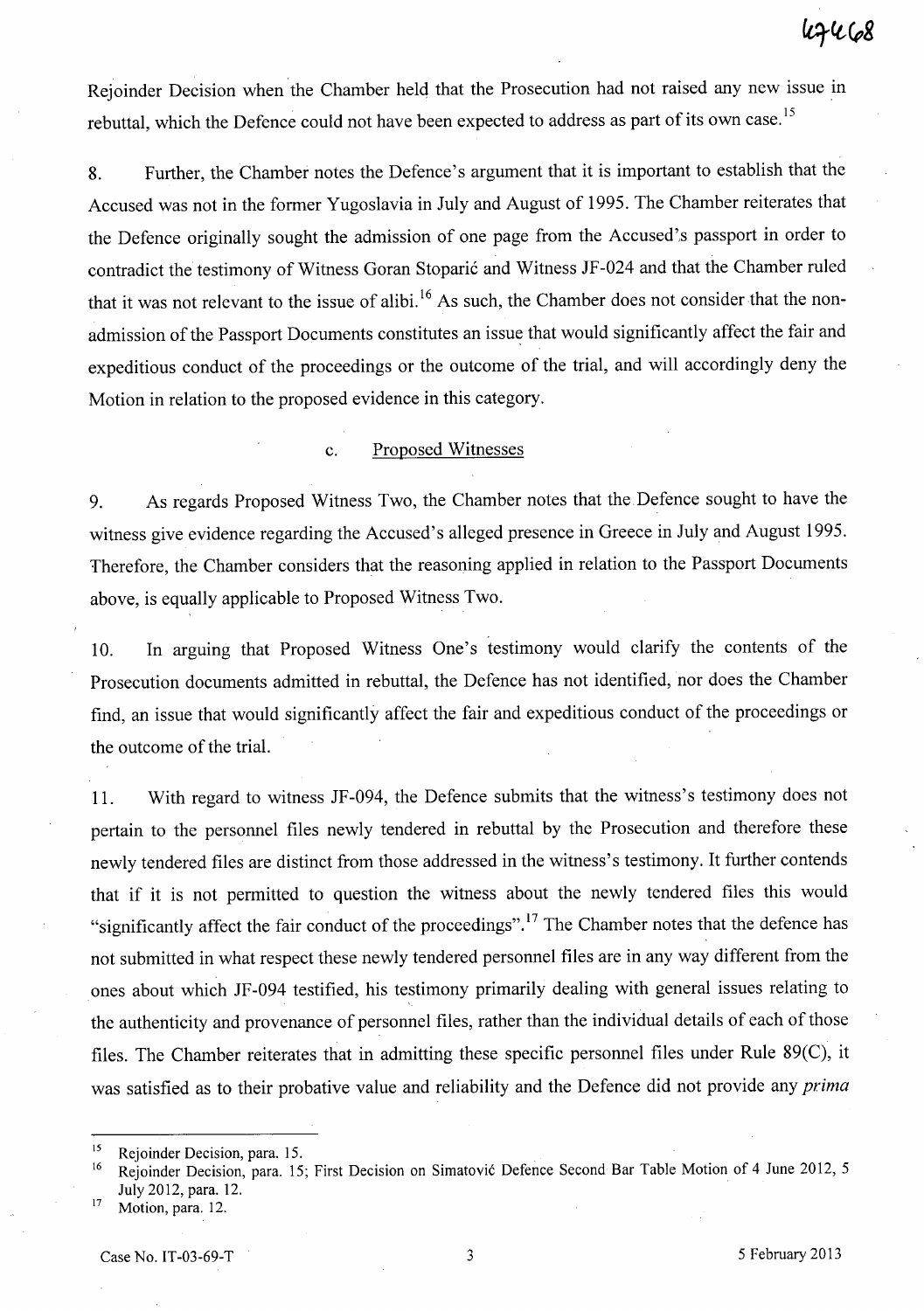Rejoinder Decision when the Chamber held that the Prosecution had not raised any new issue in rebuttal, which the Defence could not have been expected to address as part of its own case.[15]

8. Further, the Chamber notes the Defence's argument that it is important to establish that the Accused was not in the former Yugoslavia in July and August of 1995. The Chamber reiterates that the Defence originally sought the admission of one page from the Accused's passport in order to contradict the testimony of Witness Goran Stoparić and Witness JF-024 and that the Chamber ruled that it was not relevant to the issue of alibi.[16] As such, the Chamber does not consider that the non-admission of the Passport Documents constitutes an issue that would significantly affect the fair and expeditious conduct of the proceedings or the outcome of the trial, and will accordingly deny the Motion in relation to the proposed evidence in this category.

### c. Proposed Witnesses

9. As regards Proposed Witness Two, the Chamber notes that the Defence sought to have the witness give evidence regarding the Accused's alleged presence in Greece in July and August 1995. Therefore, the Chamber considers that the reasoning applied in relation to the Passport Documents above, is equally applicable to Proposed Witness Two.

10. In arguing that Proposed Witness One's testimony would clarify the contents of the Prosecution documents admitted in rebuttal, the Defence has not identified, nor does the Chamber find, an issue that would significantly affect the fair and expeditious conduct of the proceedings or the outcome of the trial.

11. With regard to witness JF-094, the Defence submits that the witness's testimony does not pertain to the personnel files newly tendered in rebuttal by the Prosecution and therefore these newly tendered files are distinct from those addressed in the witness's testimony. It further contends that if it is not permitted to question the witness about the newly tendered files this would "significantly affect the fair conduct of the proceedings".[17] The Chamber notes that the defence has not submitted in what respect these newly tendered personnel files are in any way different from the ones about which JF-094 testified, his testimony primarily dealing with general issues relating to the authenticity and provenance of personnel files, rather than the individual details of each of those files. The Chamber reiterates that in admitting these specific personnel files under Rule 89(C), it was satisfied as to their probative value and reliability and the Defence did not provide any *prima*

---

[15] Rejoinder Decision, para. 15.

[16] Rejoinder Decision, para. 15; First Decision on Simatović Defence Second Bar Table Motion of 4 June 2012, 5 July 2012, para. 12.

[17] Motion, para. 12.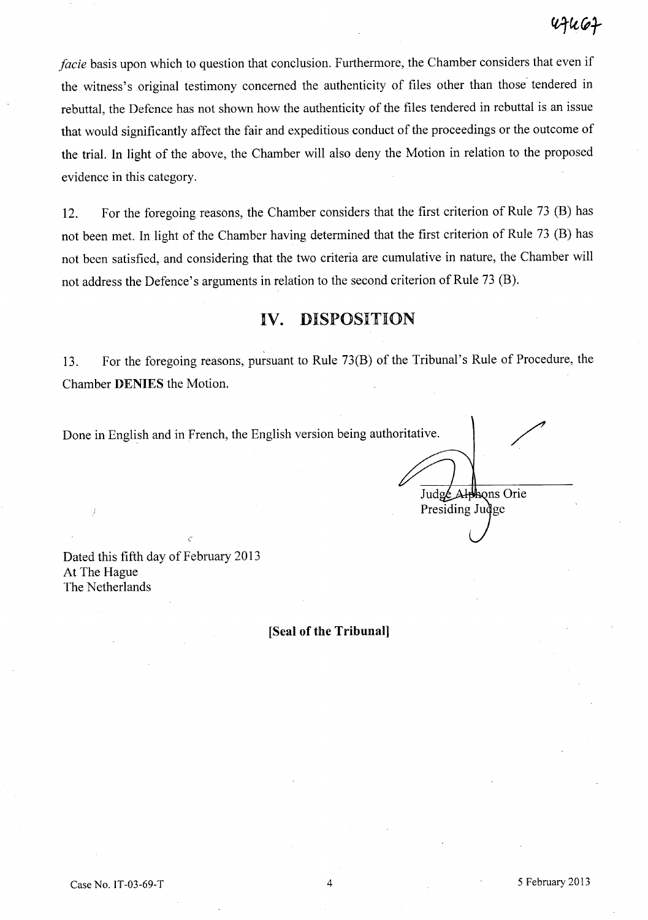*facie* basis upon which to question that conclusion. Furthermore, the Chamber considers that even if the witness's original testimony concerned the authenticity of files other than those tendered in rebuttal, the Defence has not shown how the authenticity of the files tendered in rebuttal is an issue that would significantly affect the fair and expeditious conduct of the proceedings or the outcome of the trial. In light of the above, the Chamber will also deny the Motion in relation to the proposed evidence in this category.

12. For the foregoing reasons, the Chamber considers that the first criterion of Rule 73 (B) has not been met. In light of the Chamber having determined that the first criterion of Rule 73 (B) has not been satisfied, and considering that the two criteria are cumulative in nature, the Chamber will not address the Defence's arguments in relation to the second criterion of Rule 73 (B).

## IV. DISPOSITION

13. For the foregoing reasons, pursuant to Rule 73(B) of the Tribunal's Rule of Procedure, the Chamber **DENIES** the Motion.

Done in English and in French, the English version being authoritative.

Judge Alphons Orie
Presiding Judge

Dated this fifth day of February 2013
At The Hague
The Netherlands

**[Seal of the Tribunal]**